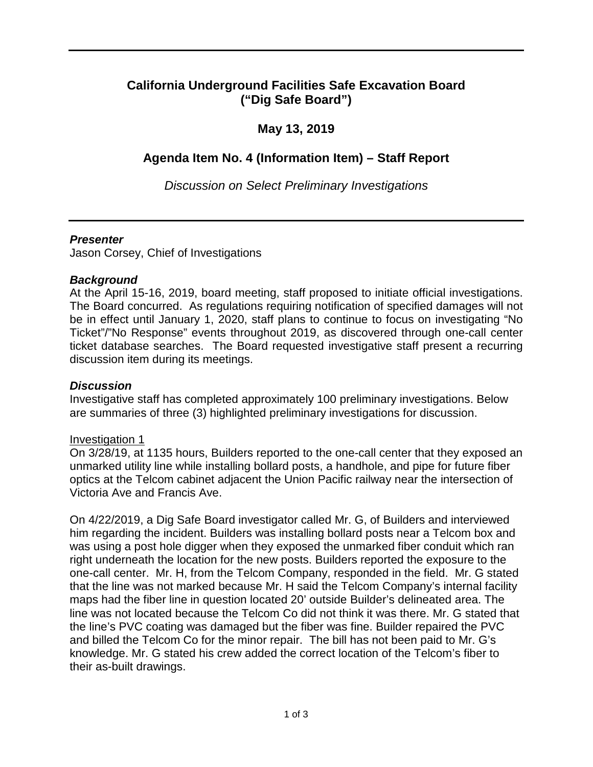# California Underground Facilities Safe Excavation Board ("Dig Safe Board")

## May 13, 2019

## Agenda Item No. 4 (Information Item) – Staff Report

*Discussion on Select Preliminary Investigations*

### *Presenter*

Jason Corsey, Chief of Investigations

### *Background*

At the April 15-16, 2019, board meeting, staff proposed to initiate official investigations. The Board concurred. As regulations requiring notification of specified damages will not be in effect until January 1, 2020, staff plans to continue to focus on investigating "No Ticket"/"No Response" events throughout 2019, as discovered through one-call center ticket database searches. The Board requested investigative staff present a recurring discussion item during its meetings.

### *Discussion*

Investigative staff has completed approximately 100 preliminary investigations. Below are summaries of three (3) highlighted preliminary investigations for discussion.

Investigation 1

On 3/28/19, at 1135 hours, Builders reported to the one-call center that they exposed an unmarked utility line while installing bollard posts, a handhole, and pipe for future fiber optics at the Telcom cabinet adjacent the Union Pacific railway near the intersection of Victoria Ave and Francis Ave.

On 4/22/2019, a Dig Safe Board investigator called Mr. G, of Builders and interviewed him regarding the incident. Builders was installing bollard posts near a Telcom box and was using a post hole digger when they exposed the unmarked fiber conduit which ran right underneath the location for the new posts. Builders reported the exposure to the one-call center. Mr. H, from the Telcom Company, responded in the field. Mr. G stated that the line was not marked because Mr. H said the Telcom Company's internal facility maps had the fiber line in question located 20' outside Builder's delineated area. The line was not located because the Telcom Co did not think it was there. Mr. G stated that the line's PVC coating was damaged but the fiber was fine. Builder repaired the PVC and billed the Telcom Co for the minor repair. The bill has not been paid to Mr. G's knowledge. Mr. G stated his crew added the correct location of the Telcom's fiber to their as-built drawings.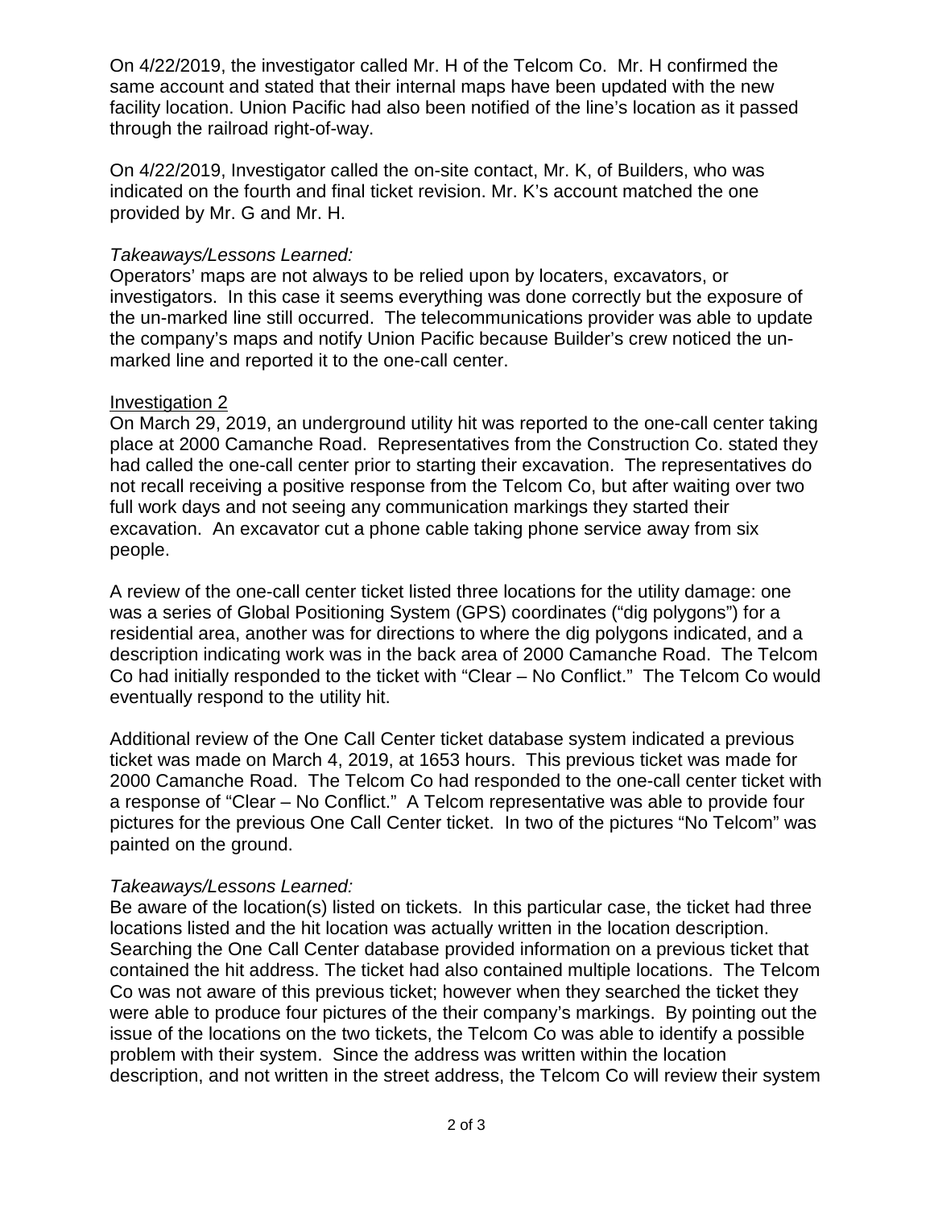On 4/22/2019, the investigator called Mr. H of the Telcom Co. Mr. H confirmed the same account and stated that their internal maps have been updated with the new facility location. Union Pacific had also been notified of the line's location as it passed through the railroad right-of-way.

On 4/22/2019, Investigator called the on-site contact, Mr. K, of Builders, who was indicated on the fourth and final ticket revision. Mr. K's account matched the one provided by Mr. G and Mr. H.

*Takeaways/Lessons Learned:*

Operators' maps are not always to be relied upon by locaters, excavators, or investigators. In this case it seems everything was done correctly but the exposure of the un-marked line still occurred. The telecommunications provider was able to update the company's maps and notify Union Pacific because Builder's crew noticed the un-marked line and reported it to the one-call center.

Investigation 2

On March 29, 2019, an underground utility hit was reported to the one-call center taking place at 2000 Camanche Road. Representatives from the Construction Co. stated they had called the one-call center prior to starting their excavation. The representatives do not recall receiving a positive response from the Telcom Co, but after waiting over two full work days and not seeing any communication markings they started their excavation. An excavator cut a phone cable taking phone service away from six people.

A review of the one-call center ticket listed three locations for the utility damage: one was a series of Global Positioning System (GPS) coordinates ("dig polygons") for a residential area, another was for directions to where the dig polygons indicated, and a description indicating work was in the back area of 2000 Camanche Road. The Telcom Co had initially responded to the ticket with "Clear – No Conflict." The Telcom Co would eventually respond to the utility hit.

Additional review of the One Call Center ticket database system indicated a previous ticket was made on March 4, 2019, at 1653 hours. This previous ticket was made for 2000 Camanche Road. The Telcom Co had responded to the one-call center ticket with a response of "Clear – No Conflict." A Telcom representative was able to provide four pictures for the previous One Call Center ticket. In two of the pictures "No Telcom" was painted on the ground.

*Takeaways/Lessons Learned:*

Be aware of the location(s) listed on tickets. In this particular case, the ticket had three locations listed and the hit location was actually written in the location description. Searching the One Call Center database provided information on a previous ticket that contained the hit address. The ticket had also contained multiple locations. The Telcom Co was not aware of this previous ticket; however when they searched the ticket they were able to produce four pictures of the their company's markings. By pointing out the issue of the locations on the two tickets, the Telcom Co was able to identify a possible problem with their system. Since the address was written within the location description, and not written in the street address, the Telcom Co will review their system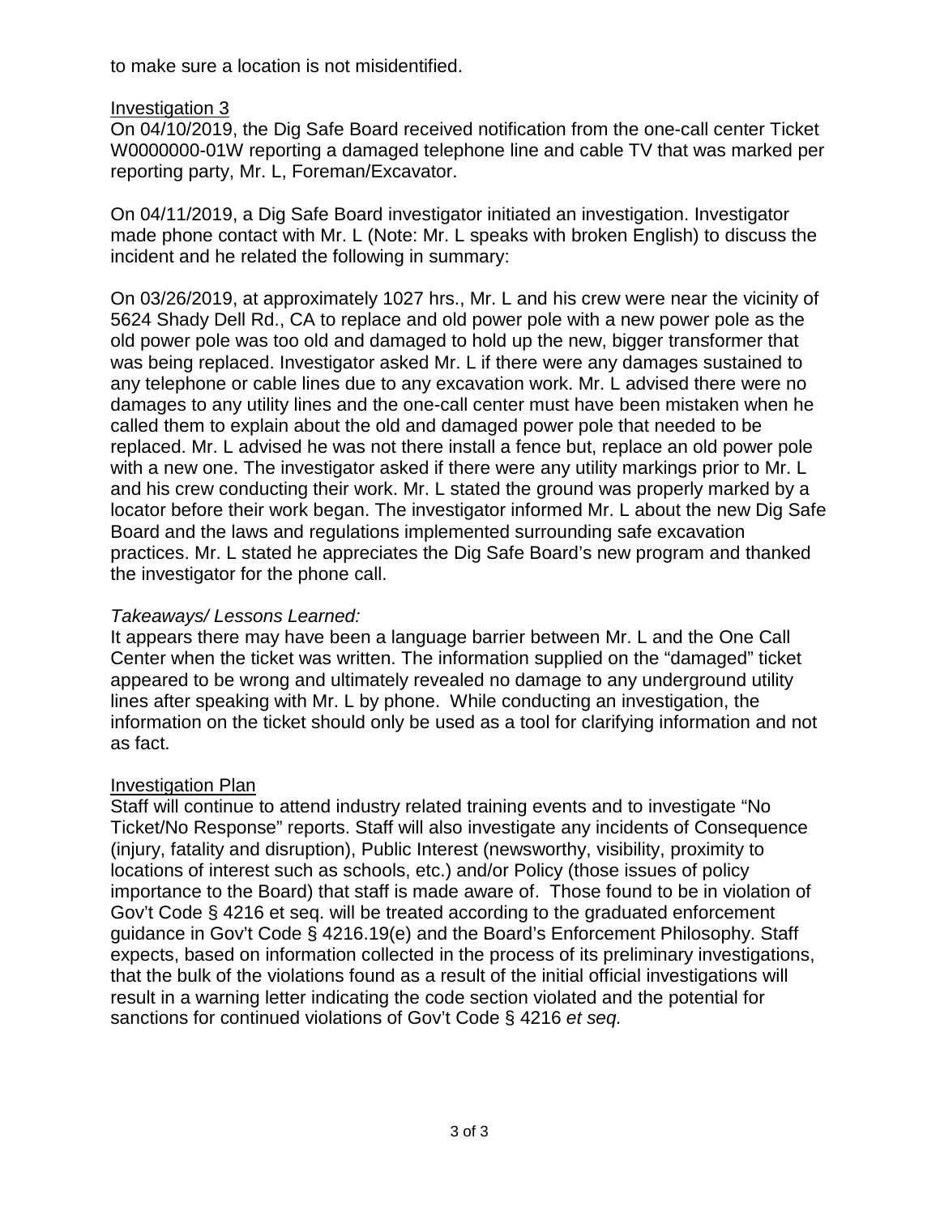to make sure a location is not misidentified.

Investigation 3

On 04/10/2019, the Dig Safe Board received notification from the one-call center Ticket W0000000-01W reporting a damaged telephone line and cable TV that was marked per reporting party, Mr. L, Foreman/Excavator.

On 04/11/2019, a Dig Safe Board investigator initiated an investigation. Investigator made phone contact with Mr. L (Note: Mr. L speaks with broken English) to discuss the incident and he related the following in summary:

On 03/26/2019, at approximately 1027 hrs., Mr. L and his crew were near the vicinity of 5624 Shady Dell Rd., CA to replace and old power pole with a new power pole as the old power pole was too old and damaged to hold up the new, bigger transformer that was being replaced. Investigator asked Mr. L if there were any damages sustained to any telephone or cable lines due to any excavation work. Mr. L advised there were no damages to any utility lines and the one-call center must have been mistaken when he called them to explain about the old and damaged power pole that needed to be replaced. Mr. L advised he was not there install a fence but, replace an old power pole with a new one. The investigator asked if there were any utility markings prior to Mr. L and his crew conducting their work. Mr. L stated the ground was properly marked by a locator before their work began. The investigator informed Mr. L about the new Dig Safe Board and the laws and regulations implemented surrounding safe excavation practices. Mr. L stated he appreciates the Dig Safe Board's new program and thanked the investigator for the phone call.

*Takeaways/ Lessons Learned:*

It appears there may have been a language barrier between Mr. L and the One Call Center when the ticket was written. The information supplied on the "damaged" ticket appeared to be wrong and ultimately revealed no damage to any underground utility lines after speaking with Mr. L by phone. While conducting an investigation, the information on the ticket should only be used as a tool for clarifying information and not as fact.

Investigation Plan

Staff will continue to attend industry related training events and to investigate "No Ticket/No Response" reports. Staff will also investigate any incidents of Consequence (injury, fatality and disruption), Public Interest (newsworthy, visibility, proximity to locations of interest such as schools, etc.) and/or Policy (those issues of policy importance to the Board) that staff is made aware of. Those found to be in violation of Gov't Code § 4216 et seq. will be treated according to the graduated enforcement guidance in Gov't Code § 4216.19(e) and the Board's Enforcement Philosophy. Staff expects, based on information collected in the process of its preliminary investigations, that the bulk of the violations found as a result of the initial official investigations will result in a warning letter indicating the code section violated and the potential for sanctions for continued violations of Gov't Code § 4216 *et seq.*